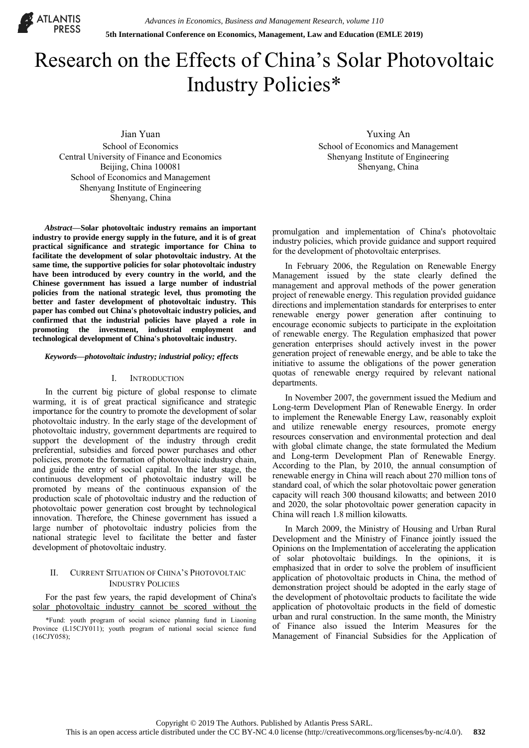# Research on the Effects of China's Solar Photovoltaic Industry Policies*

Jian Yuan
School of Economics
Central University of Finance and Economics
Beijing, China 100081
School of Economics and Management
Shenyang Institute of Engineering
Shenyang, China

Yuxing An
School of Economics and Management
Shenyang Institute of Engineering
Shenyang, China

***Abstract*—Solar photovoltaic industry remains an important industry to provide energy supply in the future, and it is of great practical significance and strategic importance for China to facilitate the development of solar photovoltaic industry. At the same time, the supportive policies for solar photovoltaic industry have been introduced by every country in the world, and the Chinese government has issued a large number of industrial policies from the national strategic level, thus promoting the better and faster development of photovoltaic industry. This paper has combed out China's photovoltaic industry policies, and confirmed that the industrial policies have played a role in promoting the investment, industrial employment and technological development of China's photovoltaic industry.**

***Keywords—photovoltaic industry; industrial policy; effects***

## I. Introduction

In the current big picture of global response to climate warming, it is of great practical significance and strategic importance for the country to promote the development of solar photovoltaic industry. In the early stage of the development of photovoltaic industry, government departments are required to support the development of the industry through credit preferential, subsidies and forced power purchases and other policies, promote the formation of photovoltaic industry chain, and guide the entry of social capital. In the later stage, the continuous development of photovoltaic industry will be promoted by means of the continuous expansion of the production scale of photovoltaic industry and the reduction of photovoltaic power generation cost brought by technological innovation. Therefore, the Chinese government has issued a large number of photovoltaic industry policies from the national strategic level to facilitate the better and faster development of photovoltaic industry.

## II. Current Situation of China's Photovoltaic Industry Policies

For the past few years, the rapid development of China's solar photovoltaic industry cannot be scored without the promulgation and implementation of China's photovoltaic industry policies, which provide guidance and support required for the development of photovoltaic enterprises.

In February 2006, the Regulation on Renewable Energy Management issued by the state clearly defined the management and approval methods of the power generation project of renewable energy. This regulation provided guidance directions and implementation standards for enterprises to enter renewable energy power generation after continuing to encourage economic subjects to participate in the exploitation of renewable energy. The Regulation emphasized that power generation enterprises should actively invest in the power generation project of renewable energy, and be able to take the initiative to assume the obligations of the power generation quotas of renewable energy required by relevant national departments.

In November 2007, the government issued the Medium and Long-term Development Plan of Renewable Energy. In order to implement the Renewable Energy Law, reasonably exploit and utilize renewable energy resources, promote energy resources conservation and environmental protection and deal with global climate change, the state formulated the Medium and Long-term Development Plan of Renewable Energy. According to the Plan, by 2010, the annual consumption of renewable energy in China will reach about 270 million tons of standard coal, of which the solar photovoltaic power generation capacity will reach 300 thousand kilowatts; and between 2010 and 2020, the solar photovoltaic power generation capacity in China will reach 1.8 million kilowatts.

In March 2009, the Ministry of Housing and Urban Rural Development and the Ministry of Finance jointly issued the Opinions on the Implementation of accelerating the application of solar photovoltaic buildings. In the opinions, it is emphasized that in order to solve the problem of insufficient application of photovoltaic products in China, the method of demonstration project should be adopted in the early stage of the development of photovoltaic products to facilitate the wide application of photovoltaic products in the field of domestic urban and rural construction. In the same month, the Ministry of Finance also issued the Interim Measures for the Management of Financial Subsidies for the Application of

*Fund: youth program of social science planning fund in Liaoning Province (L15CJY011); youth program of national social science fund (16CJY058);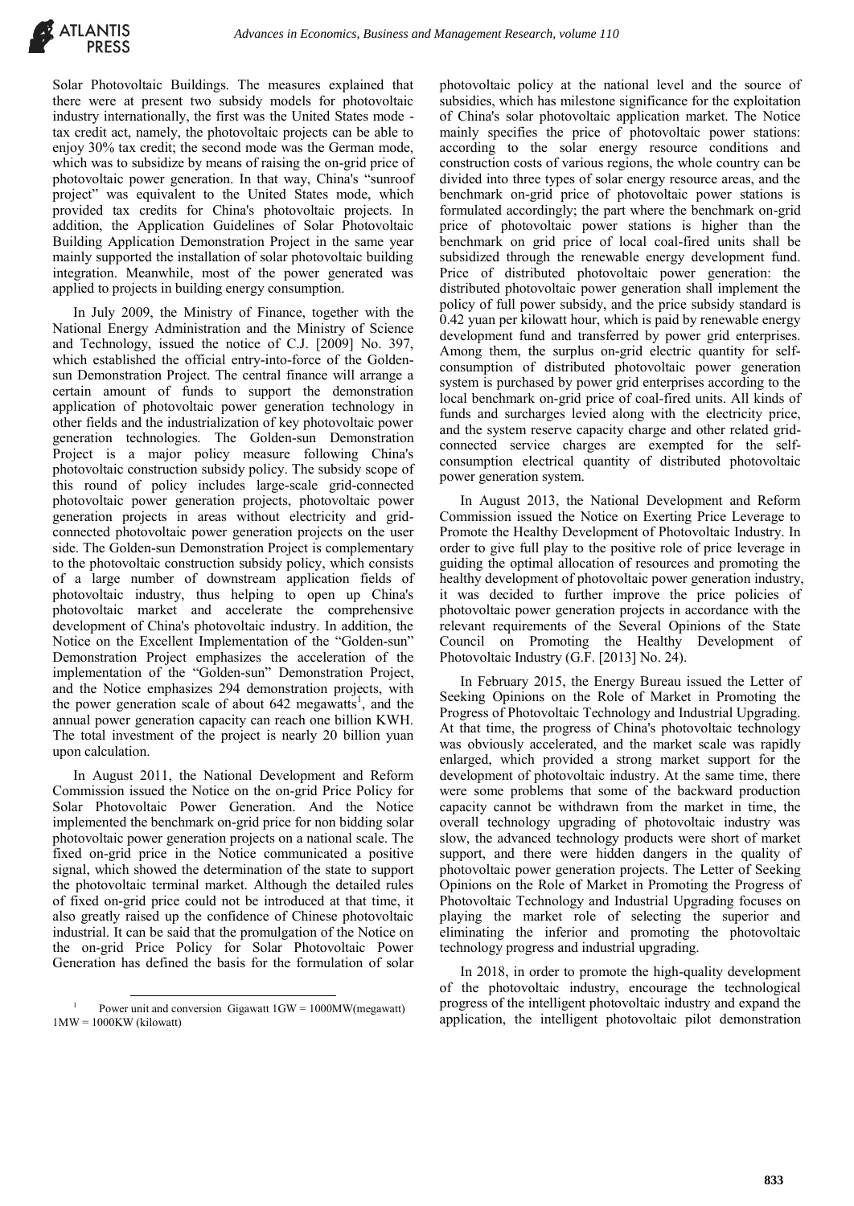Solar Photovoltaic Buildings. The measures explained that there were at present two subsidy models for photovoltaic industry internationally, the first was the United States mode - tax credit act, namely, the photovoltaic projects can be able to enjoy 30% tax credit; the second mode was the German mode, which was to subsidize by means of raising the on-grid price of photovoltaic power generation. In that way, China's "sunroof project" was equivalent to the United States mode, which provided tax credits for China's photovoltaic projects. In addition, the Application Guidelines of Solar Photovoltaic Building Application Demonstration Project in the same year mainly supported the installation of solar photovoltaic building integration. Meanwhile, most of the power generated was applied to projects in building energy consumption.

In July 2009, the Ministry of Finance, together with the National Energy Administration and the Ministry of Science and Technology, issued the notice of C.J. [2009] No. 397, which established the official entry-into-force of the Golden-sun Demonstration Project. The central finance will arrange a certain amount of funds to support the demonstration application of photovoltaic power generation technology in other fields and the industrialization of key photovoltaic power generation technologies. The Golden-sun Demonstration Project is a major policy measure following China's photovoltaic construction subsidy policy. The subsidy scope of this round of policy includes large-scale grid-connected photovoltaic power generation projects, photovoltaic power generation projects in areas without electricity and grid-connected photovoltaic power generation projects on the user side. The Golden-sun Demonstration Project is complementary to the photovoltaic construction subsidy policy, which consists of a large number of downstream application fields of photovoltaic industry, thus helping to open up China's photovoltaic market and accelerate the comprehensive development of China's photovoltaic industry. In addition, the Notice on the Excellent Implementation of the "Golden-sun" Demonstration Project emphasizes the acceleration of the implementation of the "Golden-sun" Demonstration Project, and the Notice emphasizes 294 demonstration projects, with the power generation scale of about 642 megawatts[1], and the annual power generation capacity can reach one billion KWH. The total investment of the project is nearly 20 billion yuan upon calculation.

In August 2011, the National Development and Reform Commission issued the Notice on the on-grid Price Policy for Solar Photovoltaic Power Generation. And the Notice implemented the benchmark on-grid price for non bidding solar photovoltaic power generation projects on a national scale. The fixed on-grid price in the Notice communicated a positive signal, which showed the determination of the state to support the photovoltaic terminal market. Although the detailed rules of fixed on-grid price could not be introduced at that time, it also greatly raised up the confidence of Chinese photovoltaic industrial. It can be said that the promulgation of the Notice on the on-grid Price Policy for Solar Photovoltaic Power Generation has defined the basis for the formulation of solar photovoltaic policy at the national level and the source of subsidies, which has milestone significance for the exploitation of China's solar photovoltaic application market. The Notice mainly specifies the price of photovoltaic power stations: according to the solar energy resource conditions and construction costs of various regions, the whole country can be divided into three types of solar energy resource areas, and the benchmark on-grid price of photovoltaic power stations is formulated accordingly; the part where the benchmark on-grid price of photovoltaic power stations is higher than the benchmark on grid price of local coal-fired units shall be subsidized through the renewable energy development fund. Price of distributed photovoltaic power generation: the distributed photovoltaic power generation shall implement the policy of full power subsidy, and the price subsidy standard is 0.42 yuan per kilowatt hour, which is paid by renewable energy development fund and transferred by power grid enterprises. Among them, the surplus on-grid electric quantity for self-consumption of distributed photovoltaic power generation system is purchased by power grid enterprises according to the local benchmark on-grid price of coal-fired units. All kinds of funds and surcharges levied along with the electricity price, and the system reserve capacity charge and other related grid-connected service charges are exempted for the self-consumption electrical quantity of distributed photovoltaic power generation system.

In August 2013, the National Development and Reform Commission issued the Notice on Exerting Price Leverage to Promote the Healthy Development of Photovoltaic Industry. In order to give full play to the positive role of price leverage in guiding the optimal allocation of resources and promoting the healthy development of photovoltaic power generation industry, it was decided to further improve the price policies of photovoltaic power generation projects in accordance with the relevant requirements of the Several Opinions of the State Council on Promoting the Healthy Development of Photovoltaic Industry (G.F. [2013] No. 24).

In February 2015, the Energy Bureau issued the Letter of Seeking Opinions on the Role of Market in Promoting the Progress of Photovoltaic Technology and Industrial Upgrading. At that time, the progress of China's photovoltaic technology was obviously accelerated, and the market scale was rapidly enlarged, which provided a strong market support for the development of photovoltaic industry. At the same time, there were some problems that some of the backward production capacity cannot be withdrawn from the market in time, the overall technology upgrading of photovoltaic industry was slow, the advanced technology products were short of market support, and there were hidden dangers in the quality of photovoltaic power generation projects. The Letter of Seeking Opinions on the Role of Market in Promoting the Progress of Photovoltaic Technology and Industrial Upgrading focuses on playing the market role of selecting the superior and eliminating the inferior and promoting the photovoltaic technology progress and industrial upgrading.

In 2018, in order to promote the high-quality development of the photovoltaic industry, encourage the technological progress of the intelligent photovoltaic industry and expand the application, the intelligent photovoltaic pilot demonstration

[1] Power unit and conversion Gigawatt 1GW = 1000MW(megawatt) 1MW = 1000KW (kilowatt)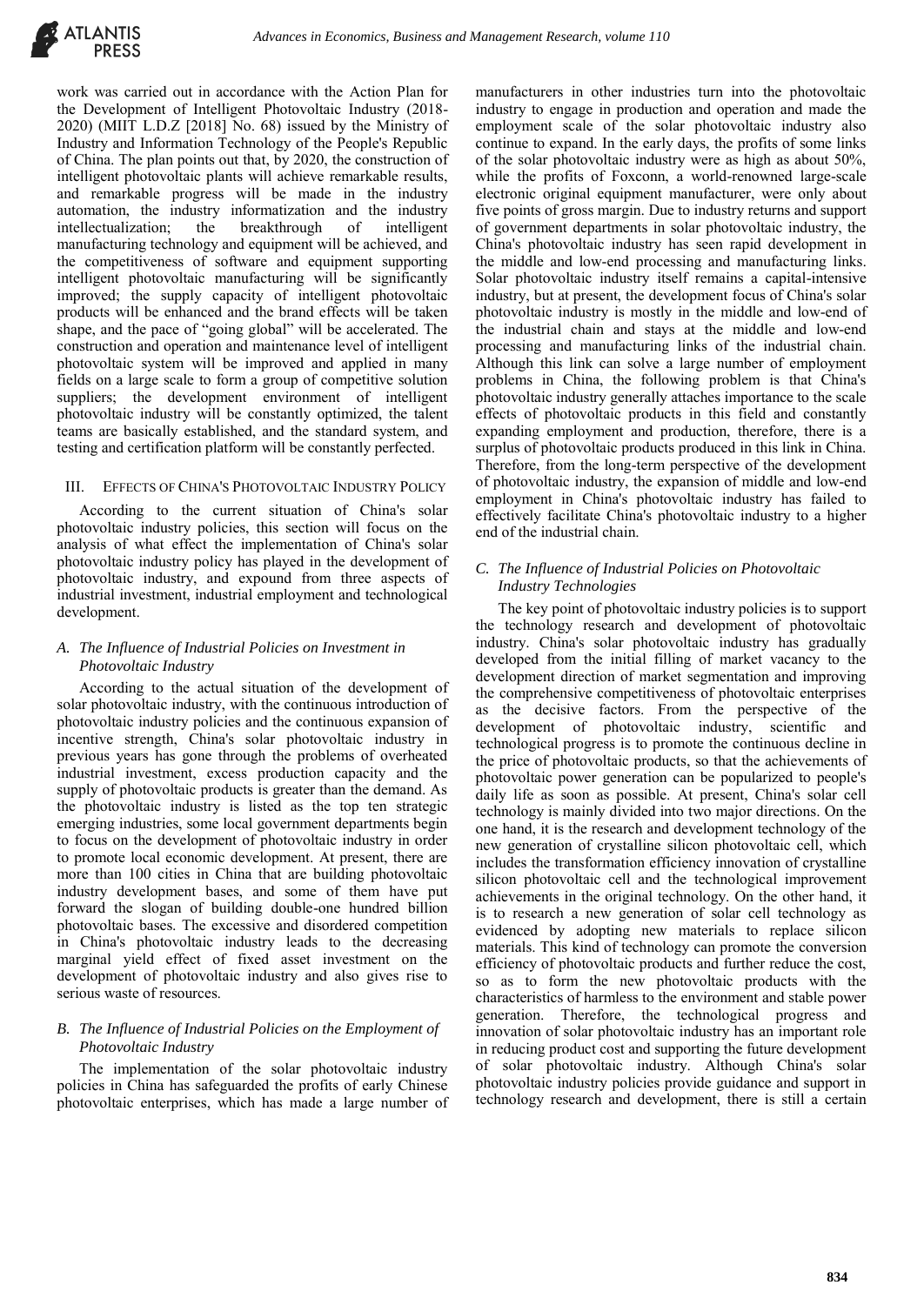work was carried out in accordance with the Action Plan for the Development of Intelligent Photovoltaic Industry (2018-2020) (MIIT L.D.Z [2018] No. 68) issued by the Ministry of Industry and Information Technology of the People's Republic of China. The plan points out that, by 2020, the construction of intelligent photovoltaic plants will achieve remarkable results, and remarkable progress will be made in the industry automation, the industry informatization and the industry intellectualization; the breakthrough of intelligent manufacturing technology and equipment will be achieved, and the competitiveness of software and equipment supporting intelligent photovoltaic manufacturing will be significantly improved; the supply capacity of intelligent photovoltaic products will be enhanced and the brand effects will be taken shape, and the pace of "going global" will be accelerated. The construction and operation and maintenance level of intelligent photovoltaic system will be improved and applied in many fields on a large scale to form a group of competitive solution suppliers; the development environment of intelligent photovoltaic industry will be constantly optimized, the talent teams are basically established, and the standard system, and testing and certification platform will be constantly perfected.

## III. Effects of China's Photovoltaic Industry Policy

According to the current situation of China's solar photovoltaic industry policies, this section will focus on the analysis of what effect the implementation of China's solar photovoltaic industry policy has played in the development of photovoltaic industry, and expound from three aspects of industrial investment, industrial employment and technological development.

### *A. The Influence of Industrial Policies on Investment in Photovoltaic Industry*

According to the actual situation of the development of solar photovoltaic industry, with the continuous introduction of photovoltaic industry policies and the continuous expansion of incentive strength, China's solar photovoltaic industry in previous years has gone through the problems of overheated industrial investment, excess production capacity and the supply of photovoltaic products is greater than the demand. As the photovoltaic industry is listed as the top ten strategic emerging industries, some local government departments begin to focus on the development of photovoltaic industry in order to promote local economic development. At present, there are more than 100 cities in China that are building photovoltaic industry development bases, and some of them have put forward the slogan of building double-one hundred billion photovoltaic bases. The excessive and disordered competition in China's photovoltaic industry leads to the decreasing marginal yield effect of fixed asset investment on the development of photovoltaic industry and also gives rise to serious waste of resources.

### *B. The Influence of Industrial Policies on the Employment of Photovoltaic Industry*

The implementation of the solar photovoltaic industry policies in China has safeguarded the profits of early Chinese photovoltaic enterprises, which has made a large number of manufacturers in other industries turn into the photovoltaic industry to engage in production and operation and made the employment scale of the solar photovoltaic industry also continue to expand. In the early days, the profits of some links of the solar photovoltaic industry were as high as about 50%, while the profits of Foxconn, a world-renowned large-scale electronic original equipment manufacturer, were only about five points of gross margin. Due to industry returns and support of government departments in solar photovoltaic industry, the China's photovoltaic industry has seen rapid development in the middle and low-end processing and manufacturing links. Solar photovoltaic industry itself remains a capital-intensive industry, but at present, the development focus of China's solar photovoltaic industry is mostly in the middle and low-end of the industrial chain and stays at the middle and low-end processing and manufacturing links of the industrial chain. Although this link can solve a large number of employment problems in China, the following problem is that China's photovoltaic industry generally attaches importance to the scale effects of photovoltaic products in this field and constantly expanding employment and production, therefore, there is a surplus of photovoltaic products produced in this link in China. Therefore, from the long-term perspective of the development of photovoltaic industry, the expansion of middle and low-end employment in China's photovoltaic industry has failed to effectively facilitate China's photovoltaic industry to a higher end of the industrial chain.

### *C. The Influence of Industrial Policies on Photovoltaic Industry Technologies*

The key point of photovoltaic industry policies is to support the technology research and development of photovoltaic industry. China's solar photovoltaic industry has gradually developed from the initial filling of market vacancy to the development direction of market segmentation and improving the comprehensive competitiveness of photovoltaic enterprises as the decisive factors. From the perspective of the development of photovoltaic industry, scientific and technological progress is to promote the continuous decline in the price of photovoltaic products, so that the achievements of photovoltaic power generation can be popularized to people's daily life as soon as possible. At present, China's solar cell technology is mainly divided into two major directions. On the one hand, it is the research and development technology of the new generation of crystalline silicon photovoltaic cell, which includes the transformation efficiency innovation of crystalline silicon photovoltaic cell and the technological improvement achievements in the original technology. On the other hand, it is to research a new generation of solar cell technology as evidenced by adopting new materials to replace silicon materials. This kind of technology can promote the conversion efficiency of photovoltaic products and further reduce the cost, so as to form the new photovoltaic products with the characteristics of harmless to the environment and stable power generation. Therefore, the technological progress and innovation of solar photovoltaic industry has an important role in reducing product cost and supporting the future development of solar photovoltaic industry. Although China's solar photovoltaic industry policies provide guidance and support in technology research and development, there is still a certain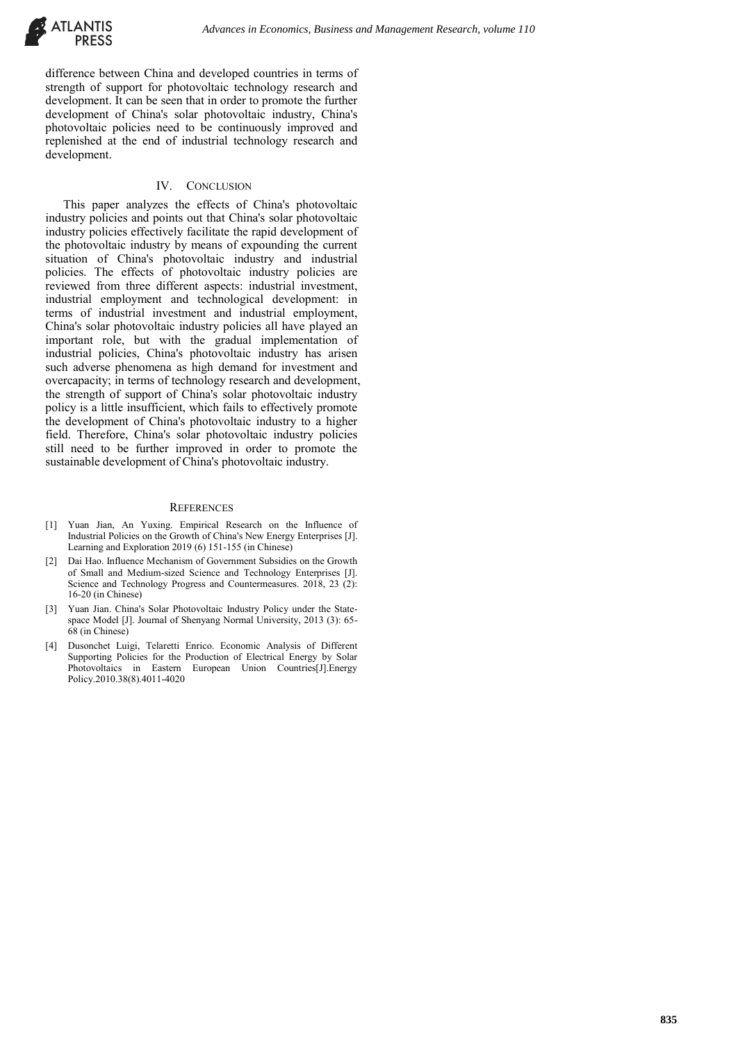difference between China and developed countries in terms of strength of support for photovoltaic technology research and development. It can be seen that in order to promote the further development of China's solar photovoltaic industry, China's photovoltaic policies need to be continuously improved and replenished at the end of industrial technology research and development.

## IV. Conclusion

This paper analyzes the effects of China's photovoltaic industry policies and points out that China's solar photovoltaic industry policies effectively facilitate the rapid development of the photovoltaic industry by means of expounding the current situation of China's photovoltaic industry and industrial policies. The effects of photovoltaic industry policies are reviewed from three different aspects: industrial investment, industrial employment and technological development: in terms of industrial investment and industrial employment, China's solar photovoltaic industry policies all have played an important role, but with the gradual implementation of industrial policies, China's photovoltaic industry has arisen such adverse phenomena as high demand for investment and overcapacity; in terms of technology research and development, the strength of support of China's solar photovoltaic industry policy is a little insufficient, which fails to effectively promote the development of China's photovoltaic industry to a higher field. Therefore, China's solar photovoltaic industry policies still need to be further improved in order to promote the sustainable development of China's photovoltaic industry.

## References

[1] Yuan Jian, An Yuxing. Empirical Research on the Influence of Industrial Policies on the Growth of China's New Energy Enterprises [J]. Learning and Exploration 2019 (6) 151-155 (in Chinese)

[2] Dai Hao. Influence Mechanism of Government Subsidies on the Growth of Small and Medium-sized Science and Technology Enterprises [J]. Science and Technology Progress and Countermeasures. 2018, 23 (2): 16-20 (in Chinese)

[3] Yuan Jian. China's Solar Photovoltaic Industry Policy under the State-space Model [J]. Journal of Shenyang Normal University, 2013 (3): 65-68 (in Chinese)

[4] Dusonchet Luigi, Telaretti Enrico. Economic Analysis of Different Supporting Policies for the Production of Electrical Energy by Solar Photovoltaics in Eastern European Union Countries[J].Energy Policy.2010.38(8).4011-4020